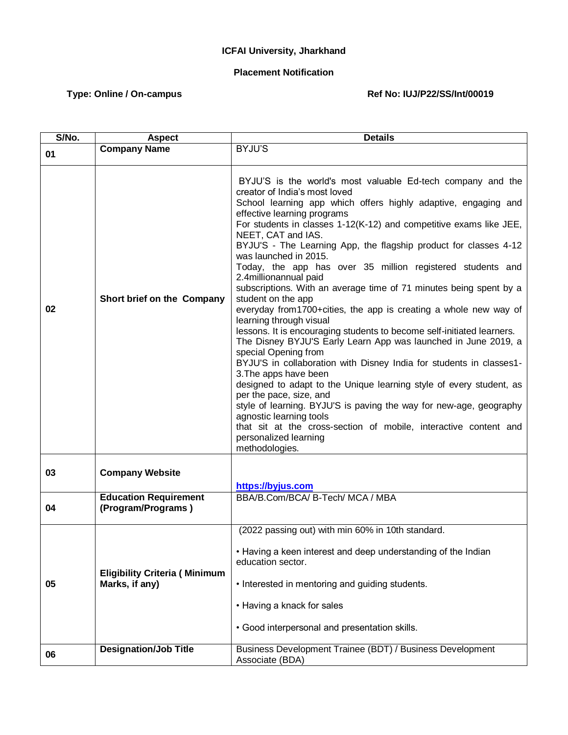**ICFAI University, Jharkhand**

**Placement Notification**

**Type: Online / On-campus** **Ref No: IUJ/P22/SS/Int/00019**

| S/No. | Aspect | Details |
|---|---|---|
| 01 | **Company Name** | BYJU'S |
| 02 | **Short brief on the Company** | BYJU'S is the world's most valuable Ed-tech company and the creator of India's most loved School learning app which offers highly adaptive, engaging and effective learning programs For students in classes 1-12(K-12) and competitive exams like JEE, NEET, CAT and IAS. BYJU'S - The Learning App, the flagship product for classes 4-12 was launched in 2015. Today, the app has over 35 million registered students and 2.4millionannual paid subscriptions. With an average time of 71 minutes being spent by a student on the app everyday from1700+cities, the app is creating a whole new way of learning through visual lessons. It is encouraging students to become self-initiated learners. The Disney BYJU'S Early Learn App was launched in June 2019, a special Opening from BYJU'S in collaboration with Disney India for students in classes1-3.The apps have been designed to adapt to the Unique learning style of every student, as per the pace, size, and style of learning. BYJU'S is paving the way for new-age, geography agnostic learning tools that sit at the cross-section of mobile, interactive content and personalized learning methodologies. |
| 03 | **Company Website** | [https://byjus.com](https://byjus.com) |
| 04 | **Education Requirement (Program/Programs )** | BBA/B.Com/BCA/ B-Tech/ MCA / MBA |
| 05 | **Eligibility Criteria ( Minimum Marks, if any)** | (2022 passing out) with min 60% in 10th standard.<br><br>• Having a keen interest and deep understanding of the Indian education sector.<br><br>• Interested in mentoring and guiding students.<br><br>• Having a knack for sales<br><br>• Good interpersonal and presentation skills. |
| 06 | **Designation/Job Title** | Business Development Trainee (BDT) / Business Development Associate (BDA) |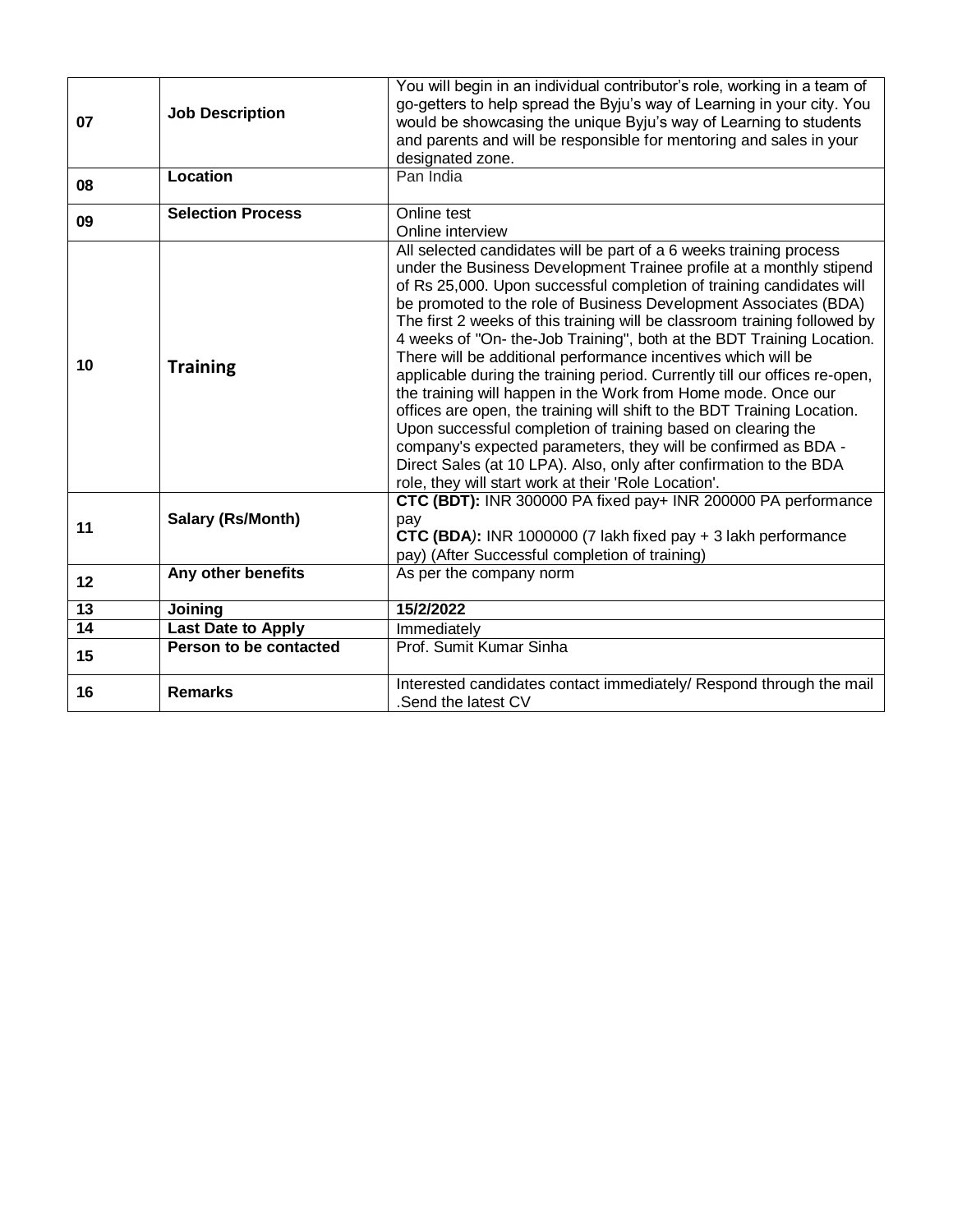| | | |
|---|---|---|
| 07 | **Job Description** | You will begin in an individual contributor's role, working in a team of go-getters to help spread the Byju's way of Learning in your city. You would be showcasing the unique Byju's way of Learning to students and parents and will be responsible for mentoring and sales in your designated zone. |
| 08 | **Location** | Pan India |
| 09 | **Selection Process** | Online test<br>Online interview |
| 10 | **Training** | All selected candidates will be part of a 6 weeks training process under the Business Development Trainee profile at a monthly stipend of Rs 25,000. Upon successful completion of training candidates will be promoted to the role of Business Development Associates (BDA) The first 2 weeks of this training will be classroom training followed by 4 weeks of "On- the-Job Training", both at the BDT Training Location. There will be additional performance incentives which will be applicable during the training period. Currently till our offices re-open, the training will happen in the Work from Home mode. Once our offices are open, the training will shift to the BDT Training Location. Upon successful completion of training based on clearing the company's expected parameters, they will be confirmed as BDA - Direct Sales (at 10 LPA). Also, only after confirmation to the BDA role, they will start work at their 'Role Location'. |
| 11 | **Salary (Rs/Month)** | **CTC (BDT):** INR 300000 PA fixed pay+ INR 200000 PA performance pay<br>**CTC (BDA):** INR 1000000 (7 lakh fixed pay + 3 lakh performance pay) (After Successful completion of training) |
| 12 | **Any other benefits** | As per the company norm |
| 13 | **Joining** | **15/2/2022** |
| 14 | **Last Date to Apply** | Immediately |
| 15 | **Person to be contacted** | Prof. Sumit Kumar Sinha |
| 16 | **Remarks** | Interested candidates contact immediately/ Respond through the mail .Send the latest CV |